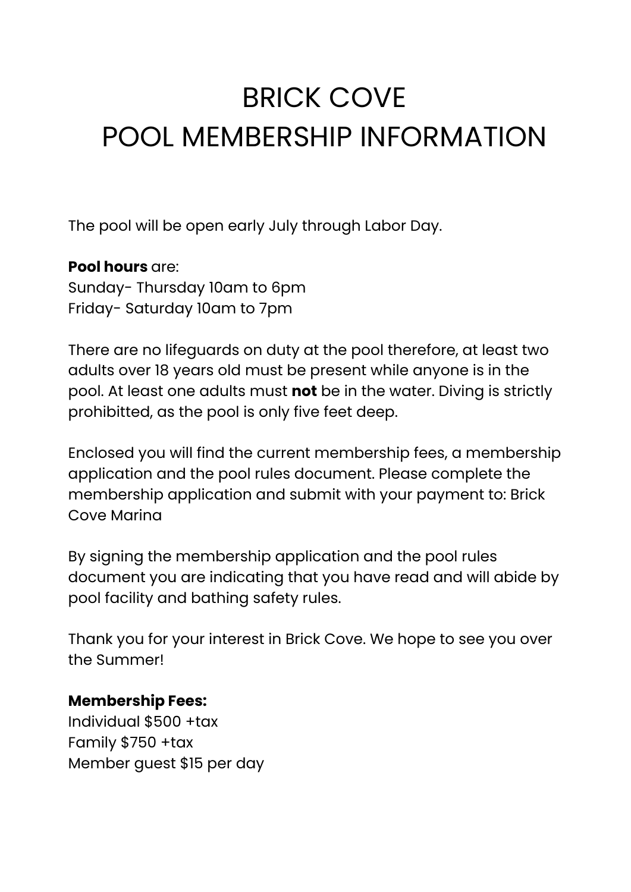# BRICK COVE
# POOL MEMBERSHIP INFORMATION

The pool will be open early July through Labor Day.

**Pool hours** are:
Sunday- Thursday 10am to 6pm
Friday- Saturday 10am to 7pm

There are no lifeguards on duty at the pool therefore, at least two adults over 18 years old must be present while anyone is in the pool. At least one adults must **not** be in the water. Diving is strictly prohibitted, as the pool is only five feet deep.

Enclosed you will find the current membership fees, a membership application and the pool rules document. Please complete the membership application and submit with your payment to: Brick Cove Marina

By signing the membership application and the pool rules document you are indicating that you have read and will abide by pool facility and bathing safety rules.

Thank you for your interest in Brick Cove. We hope to see you over the Summer!

**Membership Fees:**
Individual $500 +tax
Family $750 +tax
Member guest $15 per day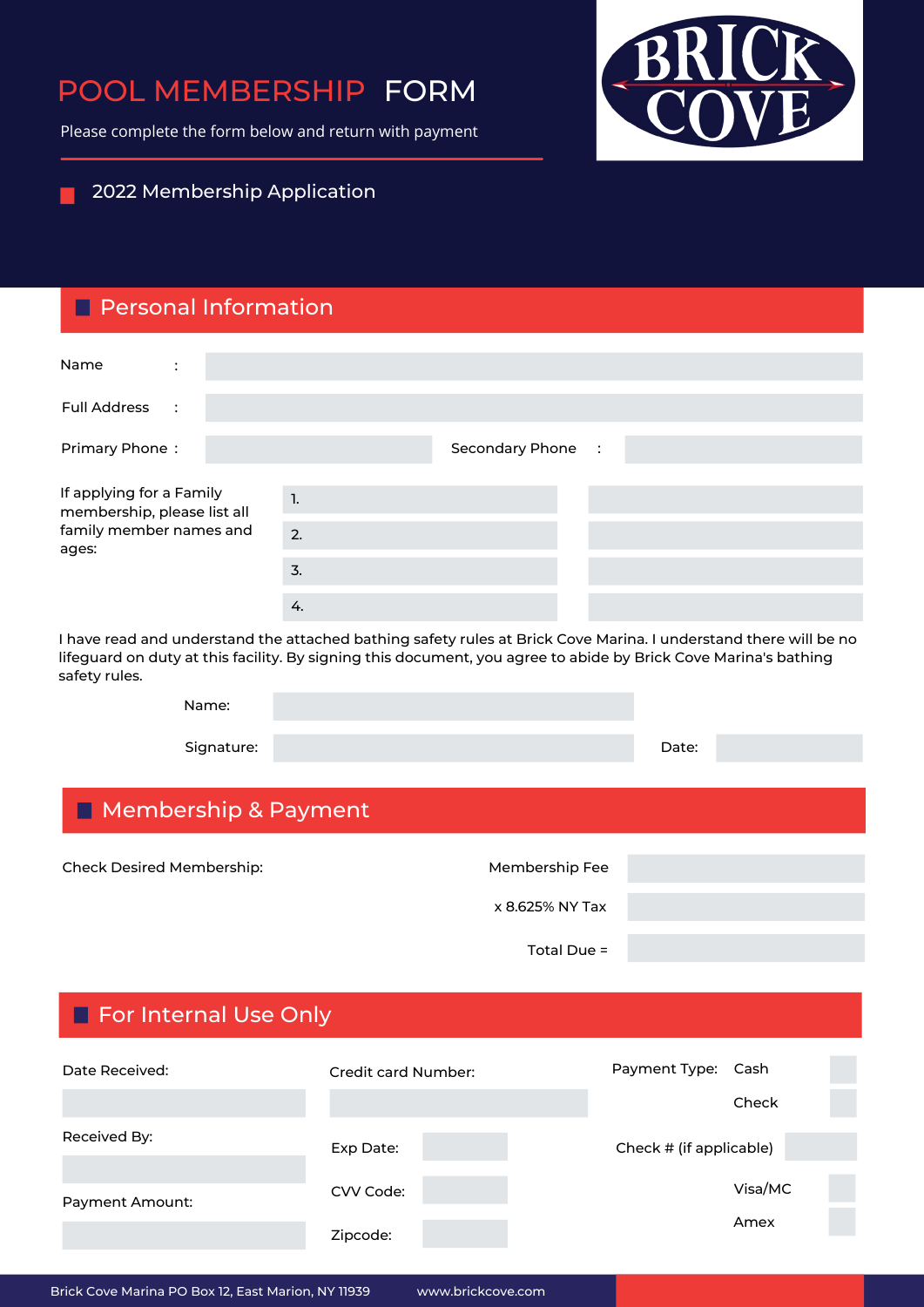# POOL MEMBERSHIP FORM

Please complete the form below and return with payment

BRICK COVE

2022 Membership Application

## Personal Information

Name :

Full Address :

Primary Phone :

Secondary Phone :

If applying for a Family membership, please list all family member names and ages:

1.

2.

3.

4.

I have read and understand the attached bathing safety rules at Brick Cove Marina. I understand there will be no lifeguard on duty at this facility. By signing this document, you agree to abide by Brick Cove Marina's bathing safety rules.

Name:

Signature:

Date:

## Membership & Payment

Check Desired Membership:

Membership Fee

x 8.625% NY Tax

Total Due =

## For Internal Use Only

Date Received:

Received By:

Payment Amount:

Credit card Number:

Exp Date:

CVV Code:

Zipcode:

Payment Type: Cash

Check

Check # (if applicable)

Visa/MC

Amex

Brick Cove Marina PO Box 12, East Marion, NY 11939 www.brickcove.com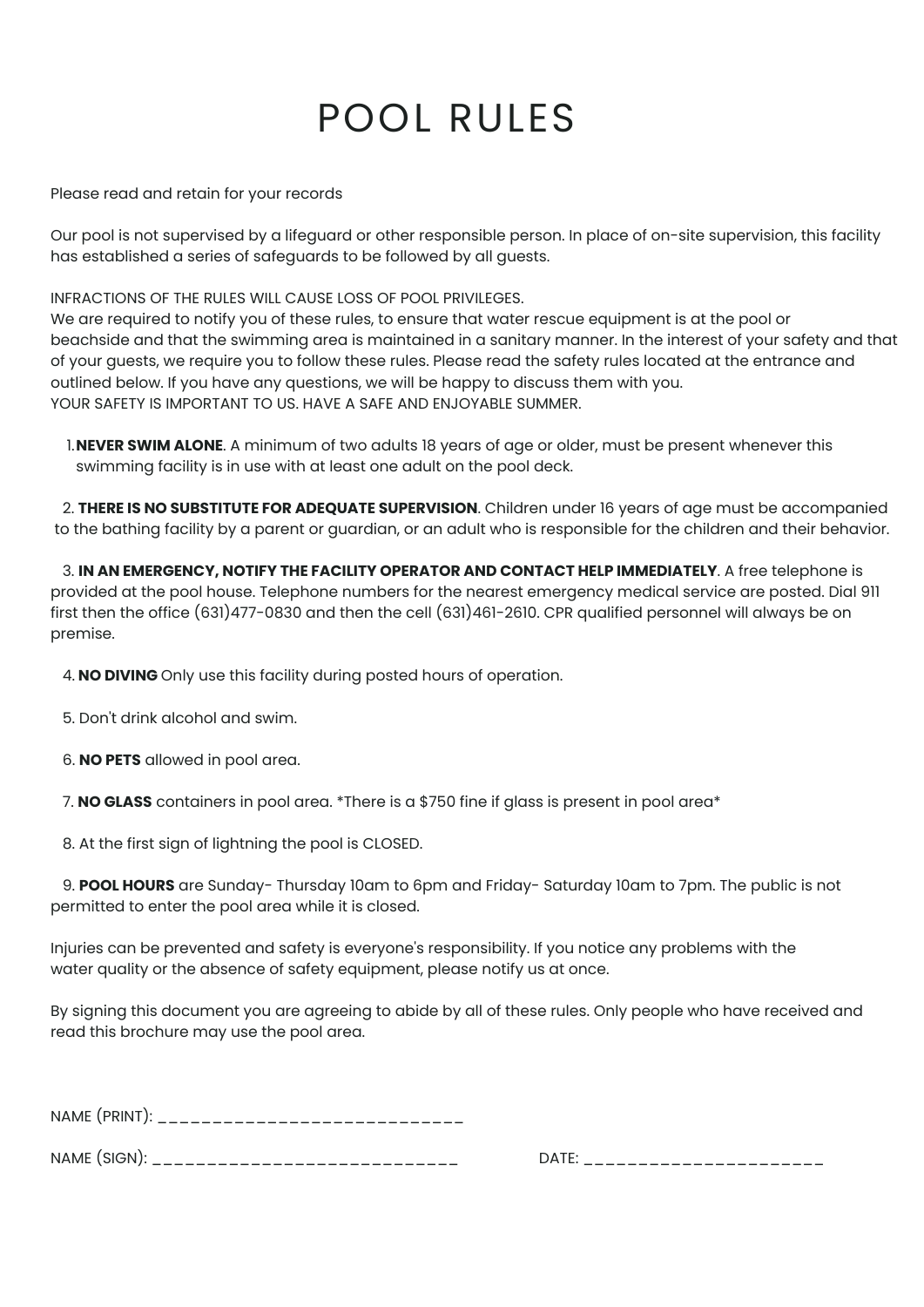# POOL RULES

Please read and retain for your records

Our pool is not supervised by a lifeguard or other responsible person. In place of on-site supervision, this facility has established a series of safeguards to be followed by all guests.

INFRACTIONS OF THE RULES WILL CAUSE LOSS OF POOL PRIVILEGES.
We are required to notify you of these rules, to ensure that water rescue equipment is at the pool or beachside and that the swimming area is maintained in a sanitary manner. In the interest of your safety and that of your guests, we require you to follow these rules. Please read the safety rules located at the entrance and outlined below. If you have any questions, we will be happy to discuss them with you.
YOUR SAFETY IS IMPORTANT TO US. HAVE A SAFE AND ENJOYABLE SUMMER.

1. **NEVER SWIM ALONE**. A minimum of two adults 18 years of age or older, must be present whenever this swimming facility is in use with at least one adult on the pool deck.

2. **THERE IS NO SUBSTITUTE FOR ADEQUATE SUPERVISION**. Children under 16 years of age must be accompanied to the bathing facility by a parent or guardian, or an adult who is responsible for the children and their behavior.

3. **IN AN EMERGENCY, NOTIFY THE FACILITY OPERATOR AND CONTACT HELP IMMEDIATELY**. A free telephone is provided at the pool house. Telephone numbers for the nearest emergency medical service are posted. Dial 911 first then the office (631)477-0830 and then the cell (631)461-2610. CPR qualified personnel will always be on premise.

4. **NO DIVING** Only use this facility during posted hours of operation.

5. Don't drink alcohol and swim.

6. **NO PETS** allowed in pool area.

7. **NO GLASS** containers in pool area. *There is a $750 fine if glass is present in pool area*

8. At the first sign of lightning the pool is CLOSED.

9. **POOL HOURS** are Sunday- Thursday 10am to 6pm and Friday- Saturday 10am to 7pm. The public is not permitted to enter the pool area while it is closed.

Injuries can be prevented and safety is everyone's responsibility. If you notice any problems with the water quality or the absence of safety equipment, please notify us at once.

By signing this document you are agreeing to abide by all of these rules. Only people who have received and read this brochure may use the pool area.

NAME (PRINT): ____________________________

NAME (SIGN): ____________________________ DATE: ______________________